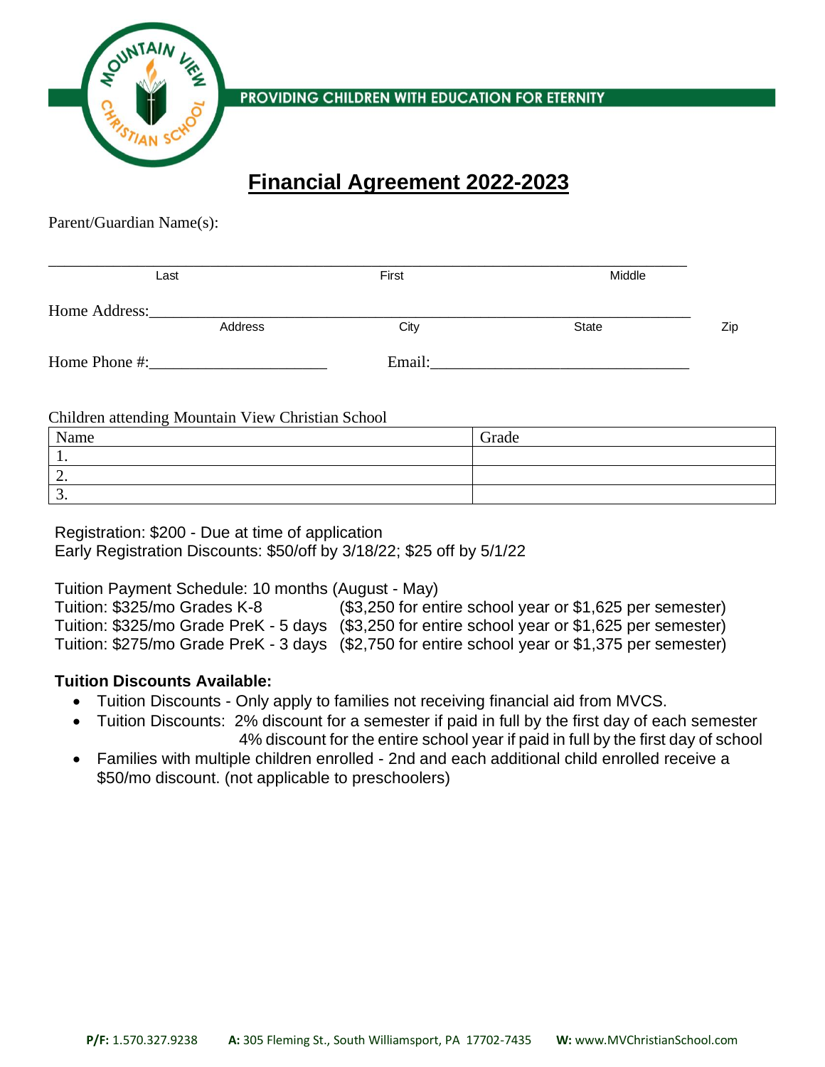PROVIDING CHILDREN WITH EDUCATION FOR ETERNITY

# Financial Agreement 2022-2023

Parent/Guardian Name(s):

\_\_\_\_\_\_\_\_\_\_\_\_\_\_\_\_\_\_\_\_\_\_\_\_\_\_\_\_\_\_\_\_\_\_\_\_\_\_\_\_\_\_\_\_\_\_\_\_\_\_\_\_\_\_\_\_\_\_\_\_\_\_\_\_\_\_\_\_\_\_
Last  First  Middle

Home Address:\_\_\_\_\_\_\_\_\_\_\_\_\_\_\_\_\_\_\_\_\_\_\_\_\_\_\_\_\_\_\_\_\_\_\_\_\_\_\_\_\_\_\_\_\_\_\_\_\_\_\_\_\_\_\_\_\_\_
Address  City  State  Zip

Home Phone #:\_\_\_\_\_\_\_\_\_\_\_\_\_\_\_\_\_\_\_\_\_\_ Email:\_\_\_\_\_\_\_\_\_\_\_\_\_\_\_\_\_\_\_\_\_\_\_\_\_\_\_\_\_\_\_\_

Children attending Mountain View Christian School

| Name | Grade |
|---|---|
| 1. | |
| 2. | |
| 3. | |

Registration: $200 - Due at time of application
Early Registration Discounts: $50/off by 3/18/22; $25 off by 5/1/22

Tuition Payment Schedule: 10 months (August - May)
Tuition: $325/mo Grades K-8 ($3,250 for entire school year or $1,625 per semester)
Tuition: $325/mo Grade PreK - 5 days ($3,250 for entire school year or $1,625 per semester)
Tuition: $275/mo Grade PreK - 3 days ($2,750 for entire school year or $1,375 per semester)

**Tuition Discounts Available:**

- Tuition Discounts - Only apply to families not receiving financial aid from MVCS.
- Tuition Discounts: 2% discount for a semester if paid in full by the first day of each semester
  4% discount for the entire school year if paid in full by the first day of school
- Families with multiple children enrolled - 2nd and each additional child enrolled receive a $50/mo discount. (not applicable to preschoolers)

**P/F:** 1.570.327.9238 **A:** 305 Fleming St., South Williamsport, PA 17702-7435 **W:** www.MVChristianSchool.com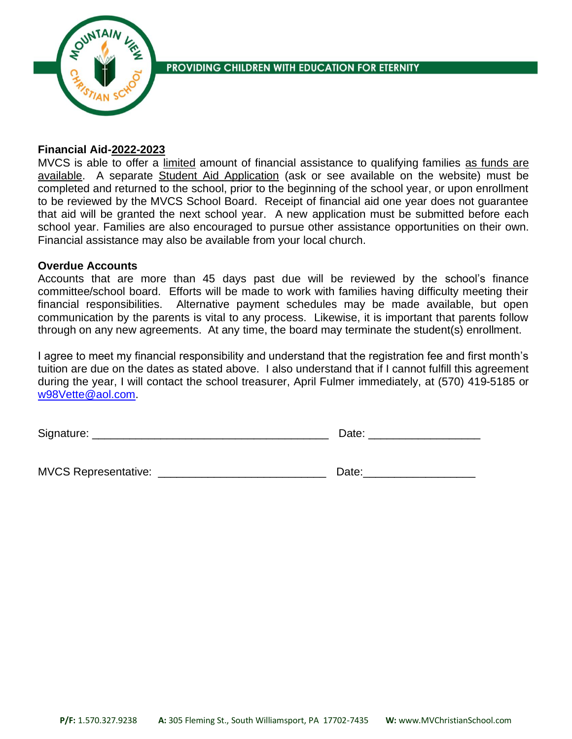PROVIDING CHILDREN WITH EDUCATION FOR ETERNITY

**Financial Aid-2022-2023**
MVCS is able to offer a limited amount of financial assistance to qualifying families as funds are available. A separate Student Aid Application (ask or see available on the website) must be completed and returned to the school, prior to the beginning of the school year, or upon enrollment to be reviewed by the MVCS School Board. Receipt of financial aid one year does not guarantee that aid will be granted the next school year. A new application must be submitted before each school year. Families are also encouraged to pursue other assistance opportunities on their own. Financial assistance may also be available from your local church.

**Overdue Accounts**
Accounts that are more than 45 days past due will be reviewed by the school's finance committee/school board. Efforts will be made to work with families having difficulty meeting their financial responsibilities. Alternative payment schedules may be made available, but open communication by the parents is vital to any process. Likewise, it is important that parents follow through on any new agreements. At any time, the board may terminate the student(s) enrollment.

I agree to meet my financial responsibility and understand that the registration fee and first month's tuition are due on the dates as stated above. I also understand that if I cannot fulfill this agreement during the year, I will contact the school treasurer, April Fulmer immediately, at (570) 419-5185 or w98Vette@aol.com.

Signature: _____________________________________ Date: _________________

MVCS Representative: __________________________ Date:_________________

**P/F:** 1.570.327.9238 **A:** 305 Fleming St., South Williamsport, PA 17702-7435 **W:** www.MVChristianSchool.com